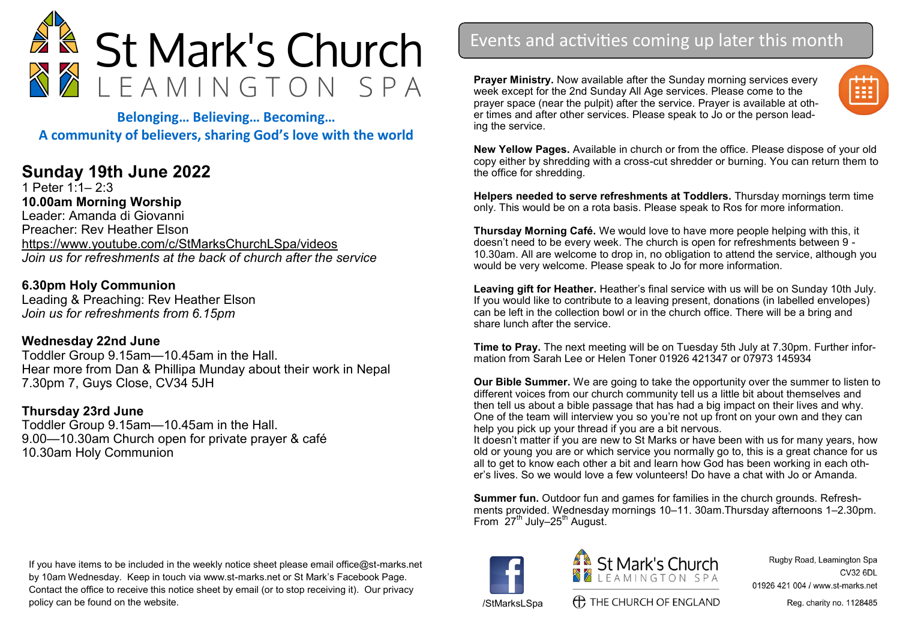# St Mark's Church
LEAMINGTON SPA

**Belonging… Believing… Becoming…**
**A community of believers, sharing God's love with the world**

## Sunday 19th June 2022

1 Peter 1:1– 2:3

**10.00am Morning Worship**
Leader: Amanda di Giovanni
Preacher: Rev Heather Elson
https://www.youtube.com/c/StMarksChurchLSpa/videos
*Join us for refreshments at the back of church after the service*

**6.30pm Holy Communion**
Leading & Preaching: Rev Heather Elson
*Join us for refreshments from 6.15pm*

**Wednesday 22nd June**
Toddler Group 9.15am—10.45am in the Hall.
Hear more from Dan & Phillipa Munday about their work in Nepal
7.30pm 7, Guys Close, CV34 5JH

**Thursday 23rd June**
Toddler Group 9.15am—10.45am in the Hall.
9.00—10.30am Church open for private prayer & café
10.30am Holy Communion

If you have items to be included in the weekly notice sheet please email office@st-marks.net by 10am Wednesday. Keep in touch via www.st-marks.net or St Mark's Facebook Page. Contact the office to receive this notice sheet by email (or to stop receiving it). Our privacy policy can be found on the website.

## Events and activities coming up later this month

**Prayer Ministry.** Now available after the Sunday morning services every week except for the 2nd Sunday All Age services. Please come to the prayer space (near the pulpit) after the service. Prayer is available at other times and after other services. Please speak to Jo or the person leading the service.

**New Yellow Pages.** Available in church or from the office. Please dispose of your old copy either by shredding with a cross-cut shredder or burning. You can return them to the office for shredding.

**Helpers needed to serve refreshments at Toddlers.** Thursday mornings term time only. This would be on a rota basis. Please speak to Ros for more information.

**Thursday Morning Café.** We would love to have more people helping with this, it doesn't need to be every week. The church is open for refreshments between 9 - 10.30am. All are welcome to drop in, no obligation to attend the service, although you would be very welcome. Please speak to Jo for more information.

**Leaving gift for Heather.** Heather's final service with us will be on Sunday 10th July. If you would like to contribute to a leaving present, donations (in labelled envelopes) can be left in the collection bowl or in the church office. There will be a bring and share lunch after the service.

**Time to Pray.** The next meeting will be on Tuesday 5th July at 7.30pm. Further information from Sarah Lee or Helen Toner 01926 421347 or 07973 145934

**Our Bible Summer.** We are going to take the opportunity over the summer to listen to different voices from our church community tell us a little bit about themselves and then tell us about a bible passage that has had a big impact on their lives and why. One of the team will interview you so you're not up front on your own and they can help you pick up your thread if you are a bit nervous.
It doesn't matter if you are new to St Marks or have been with us for many years, how old or young you are or which service you normally go to, this is a great chance for us all to get to know each other a bit and learn how God has been working in each other's lives. So we would love a few volunteers! Do have a chat with Jo or Amanda.

**Summer fun.** Outdoor fun and games for families in the church grounds. Refreshments provided. Wednesday mornings 10–11. 30am.Thursday afternoons 1–2.30pm. From 27th July–25th August.

/StMarksLSpa

St Mark's Church LEAMINGTON SPA
THE CHURCH OF ENGLAND

Rugby Road, Leamington Spa
CV32 6DL
01926 421 004 / www.st-marks.net
Reg. charity no. 1128485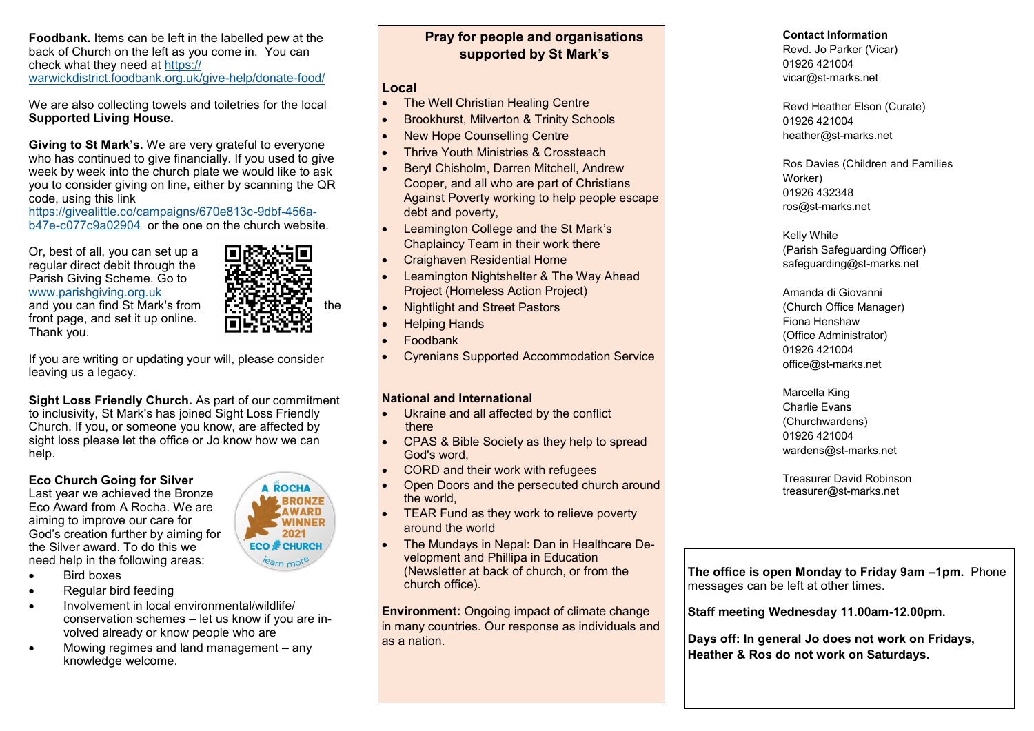**Foodbank.** Items can be left in the labelled pew at the back of Church on the left as you come in. You can check what they need at https://warwickdistrict.foodbank.org.uk/give-help/donate-food/

We are also collecting towels and toiletries for the local **Supported Living House.**

**Giving to St Mark's.** We are very grateful to everyone who has continued to give financially. If you used to give week by week into the church plate we would like to ask you to consider giving on line, either by scanning the QR code, using this link https://givealittle.co/campaigns/670e813c-9dbf-456a-b47e-c077c9a02904 or the one on the church website.

Or, best of all, you can set up a regular direct debit through the Parish Giving Scheme. Go to www.parishgiving.org.uk and you can find St Mark's from the front page, and set it up online. Thank you.

If you are writing or updating your will, please consider leaving us a legacy.

**Sight Loss Friendly Church.** As part of our commitment to inclusivity, St Mark's has joined Sight Loss Friendly Church. If you, or someone you know, are affected by sight loss please let the office or Jo know how we can help.

**Eco Church Going for Silver**
Last year we achieved the Bronze Eco Award from A Rocha. We are aiming to improve our care for God's creation further by aiming for the Silver award. To do this we need help in the following areas:

- Bird boxes
- Regular bird feeding
- Involvement in local environmental/wildlife/conservation schemes – let us know if you are involved already or know people who are
- Mowing regimes and land management – any knowledge welcome.

## Pray for people and organisations supported by St Mark's

### Local

- The Well Christian Healing Centre
- Brookhurst, Milverton & Trinity Schools
- New Hope Counselling Centre
- Thrive Youth Ministries & Crossteach
- Beryl Chisholm, Darren Mitchell, Andrew Cooper, and all who are part of Christians Against Poverty working to help people escape debt and poverty,
- Leamington College and the St Mark's Chaplaincy Team in their work there
- Craighaven Residential Home
- Leamington Nightshelter & The Way Ahead Project (Homeless Action Project)
- Nightlight and Street Pastors
- Helping Hands
- Foodbank
- Cyrenians Supported Accommodation Service

### National and International

- Ukraine and all affected by the conflict there
- CPAS & Bible Society as they help to spread God's word,
- CORD and their work with refugees
- Open Doors and the persecuted church around the world,
- TEAR Fund as they work to relieve poverty around the world
- The Mundays in Nepal: Dan in Healthcare Development and Phillipa in Education (Newsletter at back of church, or from the church office).

**Environment:** Ongoing impact of climate change in many countries. Our response as individuals and as a nation.

**Contact Information**

Revd. Jo Parker (Vicar)
01926 421004
vicar@st-marks.net

Revd Heather Elson (Curate)
01926 421004
heather@st-marks.net

Ros Davies (Children and Families Worker)
01926 432348
ros@st-marks.net

Kelly White
(Parish Safeguarding Officer)
safeguarding@st-marks.net

Amanda di Giovanni
(Church Office Manager)
Fiona Henshaw
(Office Administrator)
01926 421004
office@st-marks.net

Marcella King
Charlie Evans
(Churchwardens)
01926 421004
wardens@st-marks.net

Treasurer David Robinson
treasurer@st-marks.net

**The office is open Monday to Friday 9am –1pm.** Phone messages can be left at other times.

**Staff meeting Wednesday 11.00am-12.00pm.**

**Days off: In general Jo does not work on Fridays, Heather & Ros do not work on Saturdays.**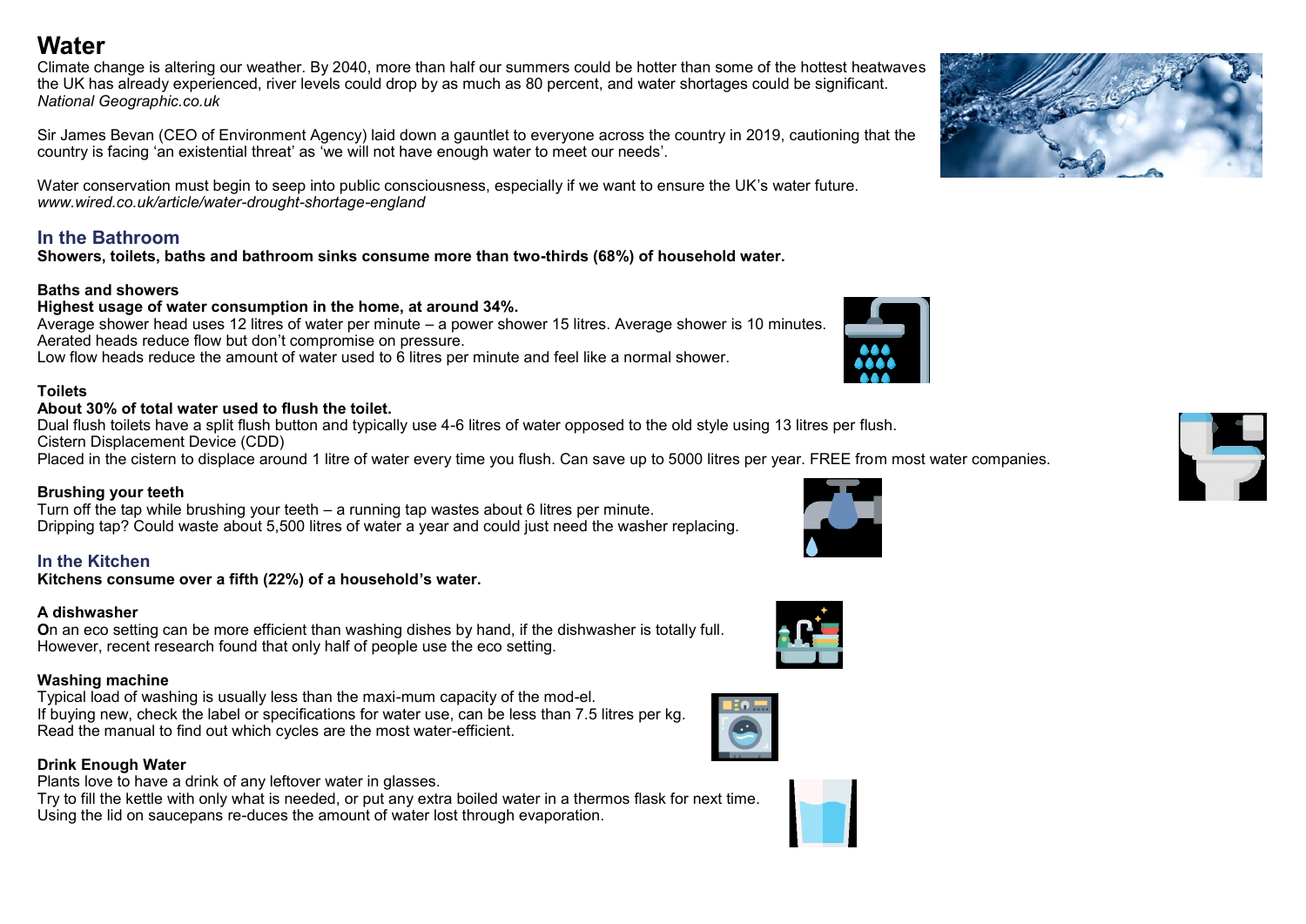# Water

Climate change is altering our weather. By 2040, more than half our summers could be hotter than some of the hottest heatwaves the UK has already experienced, river levels could drop by as much as 80 percent, and water shortages could be significant.
*National Geographic.co.uk*

Sir James Bevan (CEO of Environment Agency) laid down a gauntlet to everyone across the country in 2019, cautioning that the country is facing 'an existential threat' as 'we will not have enough water to meet our needs'.

Water conservation must begin to seep into public consciousness, especially if we want to ensure the UK's water future.
*www.wired.co.uk/article/water-drought-shortage-england*

## In the Bathroom

**Showers, toilets, baths and bathroom sinks consume more than two-thirds (68%) of household water.**

**Baths and showers**
**Highest usage of water consumption in the home, at around 34%.**
Average shower head uses 12 litres of water per minute – a power shower 15 litres. Average shower is 10 minutes.
Aerated heads reduce flow but don't compromise on pressure.
Low flow heads reduce the amount of water used to 6 litres per minute and feel like a normal shower.

**Toilets**
**About 30% of total water used to flush the toilet.**
Dual flush toilets have a split flush button and typically use 4-6 litres of water opposed to the old style using 13 litres per flush.
Cistern Displacement Device (CDD)
Placed in the cistern to displace around 1 litre of water every time you flush. Can save up to 5000 litres per year. FREE from most water companies.

**Brushing your teeth**
Turn off the tap while brushing your teeth – a running tap wastes about 6 litres per minute.
Dripping tap? Could waste about 5,500 litres of water a year and could just need the washer replacing.

## In the Kitchen

**Kitchens consume over a fifth (22%) of a household's water.**

**A dishwasher**
**O**n an eco setting can be more efficient than washing dishes by hand, if the dishwasher is totally full.
However, recent research found that only half of people use the eco setting.

**Washing machine**
Typical load of washing is usually less than the maxi-mum capacity of the mod-el.
If buying new, check the label or specifications for water use, can be less than 7.5 litres per kg.
Read the manual to find out which cycles are the most water-efficient.

**Drink Enough Water**
Plants love to have a drink of any leftover water in glasses.
Try to fill the kettle with only what is needed, or put any extra boiled water in a thermos flask for next time.
Using the lid on saucepans re-duces the amount of water lost through evaporation.